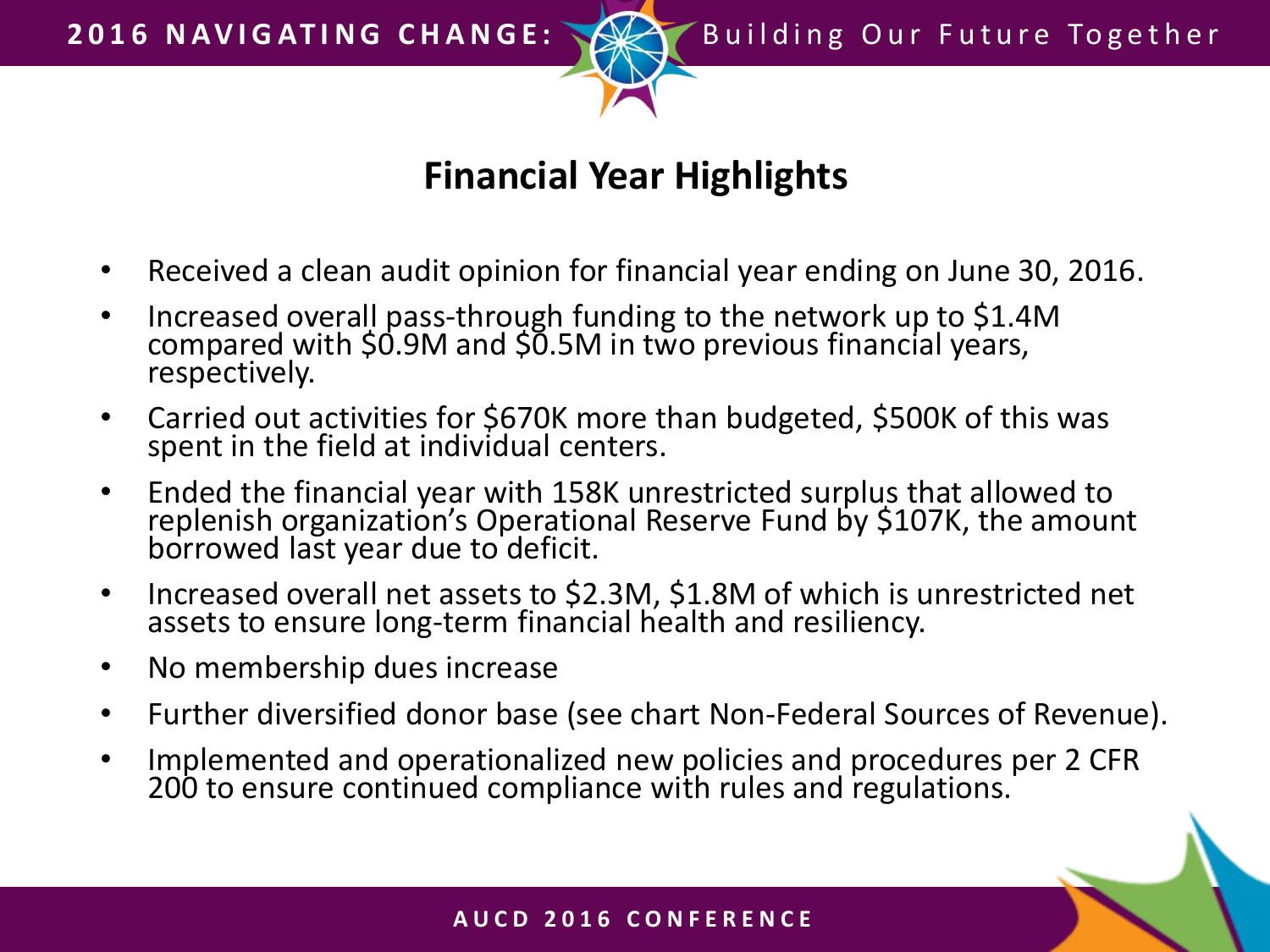# Financial Year Highlights

- Received a clean audit opinion for financial year ending on June 30, 2016.
- Increased overall pass-through funding to the network up to $1.4M compared with $0.9M and $0.5M in two previous financial years, respectively.
- Carried out activities for $670K more than budgeted, $500K of this was spent in the field at individual centers.
- Ended the financial year with 158K unrestricted surplus that allowed to replenish organization's Operational Reserve Fund by $107K, the amount borrowed last year due to deficit.
- Increased overall net assets to $2.3M, $1.8M of which is unrestricted net assets to ensure long-term financial health and resiliency.
- No membership dues increase
- Further diversified donor base (see chart Non-Federal Sources of Revenue).
- Implemented and operationalized new policies and procedures per 2 CFR 200 to ensure continued compliance with rules and regulations.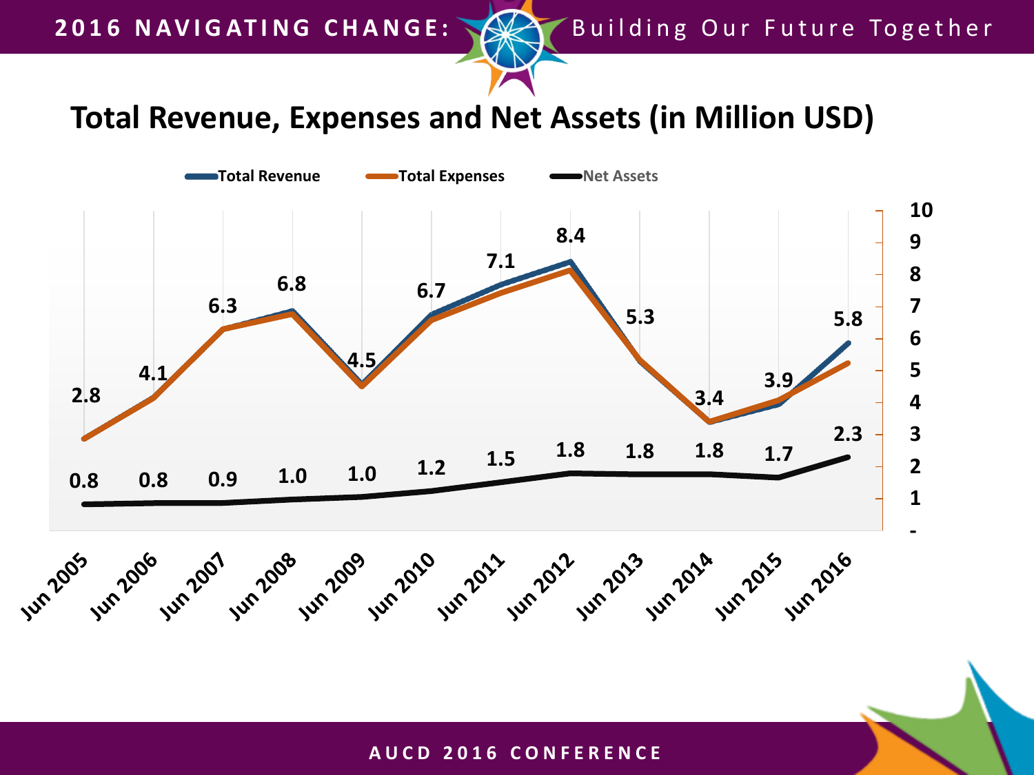# Total Revenue, Expenses and Net Assets (in Million USD)

| | Total Revenue | Net Assets |
|---|---|---|
| Jun 2005 | 2.8 | 0.8 |
| Jun 2006 | 4.1 | 0.8 |
| Jun 2007 | 6.3 | 0.9 |
| Jun 2008 | 6.8 | 1.0 |
| Jun 2009 | 4.5 | 1.0 |
| Jun 2010 | 6.7 | 1.2 |
| Jun 2011 | 7.1 | 1.5 |
| Jun 2012 | 8.4 | 1.8 |
| Jun 2013 | 5.3 | 1.8 |
| Jun 2014 | 3.4 | 1.8 |
| Jun 2015 | 3.9 | 1.7 |
| Jun 2016 | 5.8 | 2.3 |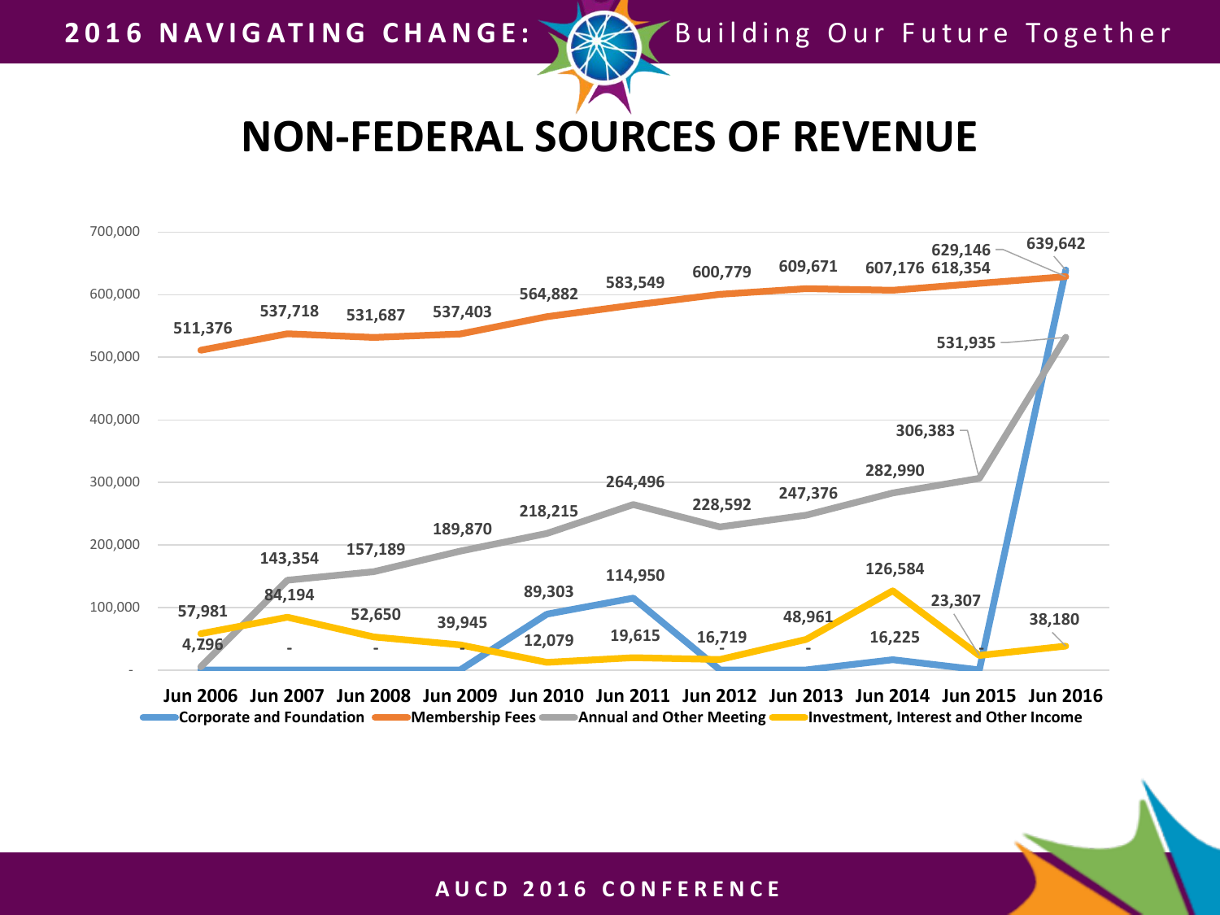# NON-FEDERAL SOURCES OF REVENUE

700,000
600,000
500,000
400,000
300,000
200,000
100,000
-

511,376
537,718
531,687
537,403
564,882
583,549
600,779
609,671
607,176
618,354
629,146
639,642
531,935
306,383
282,990
264,496
228,592
247,376
218,215
189,870
157,189
143,354
126,584
114,950
89,303
84,194
57,981
52,650
48,961
39,945
38,180
23,307
19,615
16,719
16,225
12,079
4,796

Jun 2006 Jun 2007 Jun 2008 Jun 2009 Jun 2010 Jun 2011 Jun 2012 Jun 2013 Jun 2014 Jun 2015 Jun 2016

Corporate and Foundation
Membership Fees
Annual and Other Meeting
Investment, Interest and Other Income